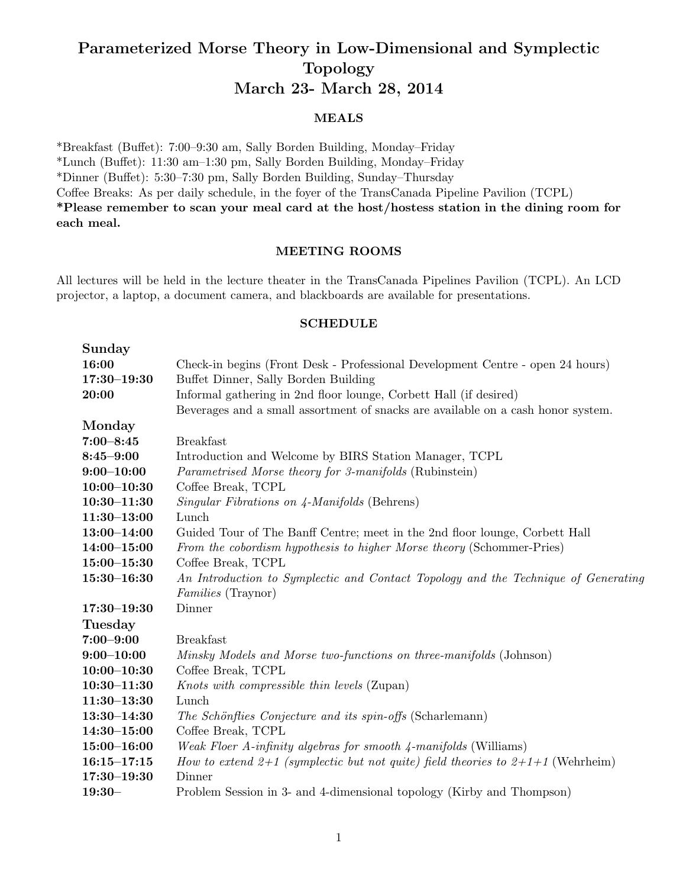# Parameterized Morse Theory in Low-Dimensional and Symplectic Topology
# March 23- March 28, 2014

## MEALS

*Breakfast (Buffet): 7:00–9:30 am, Sally Borden Building, Monday–Friday
*Lunch (Buffet): 11:30 am–1:30 pm, Sally Borden Building, Monday–Friday
*Dinner (Buffet): 5:30–7:30 pm, Sally Borden Building, Sunday–Thursday
Coffee Breaks: As per daily schedule, in the foyer of the TransCanada Pipeline Pavilion (TCPL)
**\*Please remember to scan your meal card at the host/hostess station in the dining room for each meal.**

## MEETING ROOMS

All lectures will be held in the lecture theater in the TransCanada Pipelines Pavilion (TCPL). An LCD projector, a laptop, a document camera, and blackboards are available for presentations.

## SCHEDULE

### Sunday

| | |
|---|---|
| **16:00** | Check-in begins (Front Desk - Professional Development Centre - open 24 hours) |
| **17:30–19:30** | Buffet Dinner, Sally Borden Building |
| **20:00** | Informal gathering in 2nd floor lounge, Corbett Hall (if desired) Beverages and a small assortment of snacks are available on a cash honor system. |

### Monday

| | |
|---|---|
| **7:00–8:45** | Breakfast |
| **8:45–9:00** | Introduction and Welcome by BIRS Station Manager, TCPL |
| **9:00–10:00** | *Parametrised Morse theory for 3-manifolds* (Rubinstein) |
| **10:00–10:30** | Coffee Break, TCPL |
| **10:30–11:30** | *Singular Fibrations on 4-Manifolds* (Behrens) |
| **11:30–13:00** | Lunch |
| **13:00–14:00** | Guided Tour of The Banff Centre; meet in the 2nd floor lounge, Corbett Hall |
| **14:00–15:00** | *From the cobordism hypothesis to higher Morse theory* (Schommer-Pries) |
| **15:00–15:30** | Coffee Break, TCPL |
| **15:30–16:30** | *An Introduction to Symplectic and Contact Topology and the Technique of Generating Families* (Traynor) |
| **17:30–19:30** | Dinner |

### Tuesday

| | |
|---|---|
| **7:00–9:00** | Breakfast |
| **9:00–10:00** | *Minsky Models and Morse two-functions on three-manifolds* (Johnson) |
| **10:00–10:30** | Coffee Break, TCPL |
| **10:30–11:30** | *Knots with compressible thin levels* (Zupan) |
| **11:30–13:30** | Lunch |
| **13:30–14:30** | *The Schönflies Conjecture and its spin-offs* (Scharlemann) |
| **14:30–15:00** | Coffee Break, TCPL |
| **15:00–16:00** | *Weak Floer A-infinity algebras for smooth 4-manifolds* (Williams) |
| **16:15–17:15** | *How to extend 2+1 (symplectic but not quite) field theories to 2+1+1* (Wehrheim) |
| **17:30–19:30** | Dinner |
| **19:30–** | Problem Session in 3- and 4-dimensional topology (Kirby and Thompson) |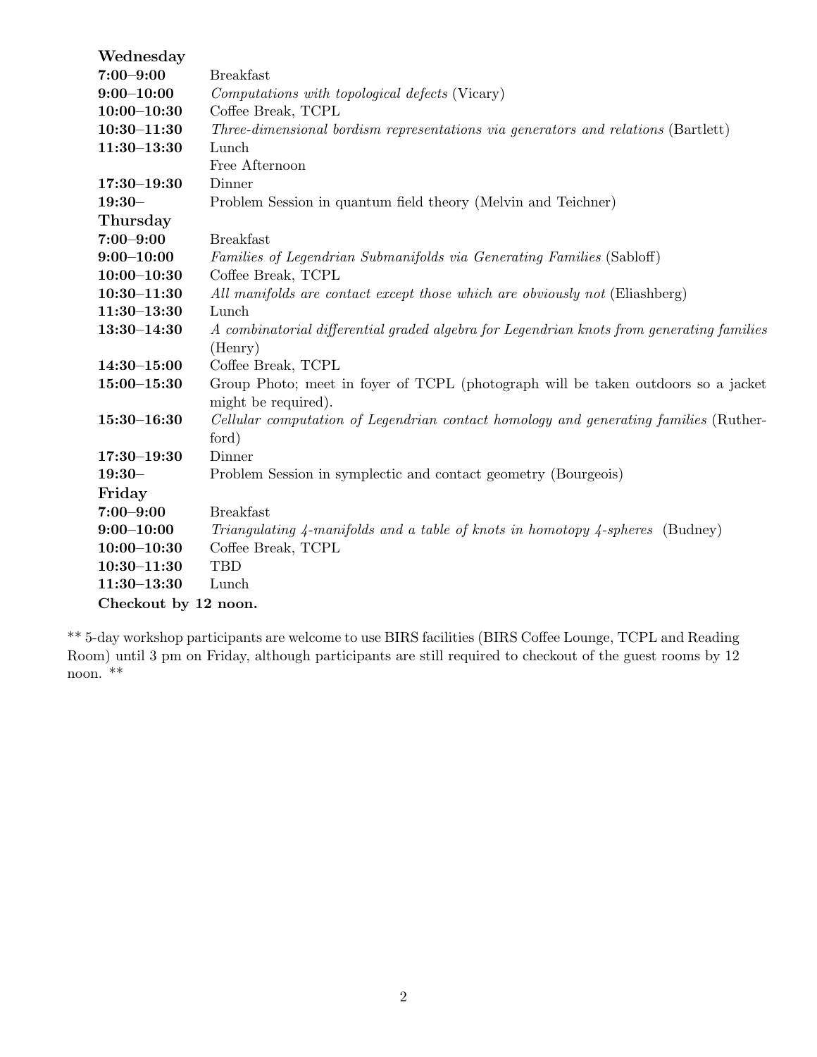**Wednesday**

| | |
|---|---|
| **7:00–9:00** | Breakfast |
| **9:00–10:00** | *Computations with topological defects* (Vicary) |
| **10:00–10:30** | Coffee Break, TCPL |
| **10:30–11:30** | *Three-dimensional bordism representations via generators and relations* (Bartlett) |
| **11:30–13:30** | Lunch |
| | Free Afternoon |
| **17:30–19:30** | Dinner |
| **19:30–** | Problem Session in quantum field theory (Melvin and Teichner) |

**Thursday**

| | |
|---|---|
| **7:00–9:00** | Breakfast |
| **9:00–10:00** | *Families of Legendrian Submanifolds via Generating Families* (Sabloff) |
| **10:00–10:30** | Coffee Break, TCPL |
| **10:30–11:30** | *All manifolds are contact except those which are obviously not* (Eliashberg) |
| **11:30–13:30** | Lunch |
| **13:30–14:30** | *A combinatorial differential graded algebra for Legendrian knots from generating families* (Henry) |
| **14:30–15:00** | Coffee Break, TCPL |
| **15:00–15:30** | Group Photo; meet in foyer of TCPL (photograph will be taken outdoors so a jacket might be required). |
| **15:30–16:30** | *Cellular computation of Legendrian contact homology and generating families* (Rutherford) |
| **17:30–19:30** | Dinner |
| **19:30–** | Problem Session in symplectic and contact geometry (Bourgeois) |

**Friday**

| | |
|---|---|
| **7:00–9:00** | Breakfast |
| **9:00–10:00** | *Triangulating 4-manifolds and a table of knots in homotopy 4-spheres* (Budney) |
| **10:00–10:30** | Coffee Break, TCPL |
| **10:30–11:30** | TBD |
| **11:30–13:30** | Lunch |

**Checkout by 12 noon.**

** 5-day workshop participants are welcome to use BIRS facilities (BIRS Coffee Lounge, TCPL and Reading Room) until 3 pm on Friday, although participants are still required to checkout of the guest rooms by 12 noon. **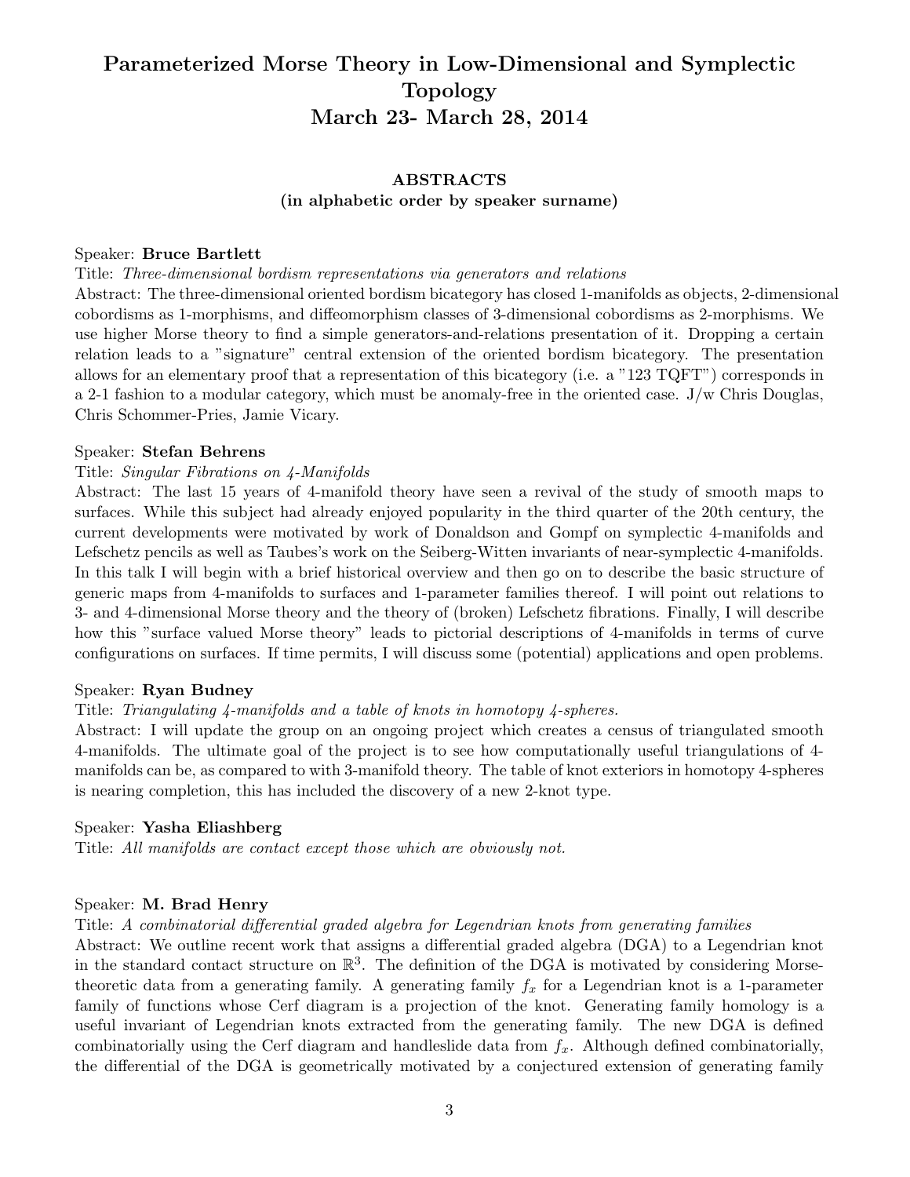# Parameterized Morse Theory in Low-Dimensional and Symplectic Topology
# March 23- March 28, 2014

### ABSTRACTS
### (in alphabetic order by speaker surname)

Speaker: **Bruce Bartlett**

Title: *Three-dimensional bordism representations via generators and relations*

Abstract: The three-dimensional oriented bordism bicategory has closed 1-manifolds as objects, 2-dimensional cobordisms as 1-morphisms, and diffeomorphism classes of 3-dimensional cobordisms as 2-morphisms. We use higher Morse theory to find a simple generators-and-relations presentation of it. Dropping a certain relation leads to a "signature" central extension of the oriented bordism bicategory. The presentation allows for an elementary proof that a representation of this bicategory (i.e. a "123 TQFT") corresponds in a 2-1 fashion to a modular category, which must be anomaly-free in the oriented case. J/w Chris Douglas, Chris Schommer-Pries, Jamie Vicary.

Speaker: **Stefan Behrens**

Title: *Singular Fibrations on 4-Manifolds*

Abstract: The last 15 years of 4-manifold theory have seen a revival of the study of smooth maps to surfaces. While this subject had already enjoyed popularity in the third quarter of the 20th century, the current developments were motivated by work of Donaldson and Gompf on symplectic 4-manifolds and Lefschetz pencils as well as Taubes's work on the Seiberg-Witten invariants of near-symplectic 4-manifolds. In this talk I will begin with a brief historical overview and then go on to describe the basic structure of generic maps from 4-manifolds to surfaces and 1-parameter families thereof. I will point out relations to 3- and 4-dimensional Morse theory and the theory of (broken) Lefschetz fibrations. Finally, I will describe how this "surface valued Morse theory" leads to pictorial descriptions of 4-manifolds in terms of curve configurations on surfaces. If time permits, I will discuss some (potential) applications and open problems.

Speaker: **Ryan Budney**

Title: *Triangulating 4-manifolds and a table of knots in homotopy 4-spheres.*

Abstract: I will update the group on an ongoing project which creates a census of triangulated smooth 4-manifolds. The ultimate goal of the project is to see how computationally useful triangulations of 4-manifolds can be, as compared to with 3-manifold theory. The table of knot exteriors in homotopy 4-spheres is nearing completion, this has included the discovery of a new 2-knot type.

Speaker: **Yasha Eliashberg**

Title: *All manifolds are contact except those which are obviously not.*

Speaker: **M. Brad Henry**

Title: *A combinatorial differential graded algebra for Legendrian knots from generating families*

Abstract: We outline recent work that assigns a differential graded algebra (DGA) to a Legendrian knot in the standard contact structure on $\mathbb{R}^3$. The definition of the DGA is motivated by considering Morse-theoretic data from a generating family. A generating family $f_x$ for a Legendrian knot is a 1-parameter family of functions whose Cerf diagram is a projection of the knot. Generating family homology is a useful invariant of Legendrian knots extracted from the generating family. The new DGA is defined combinatorially using the Cerf diagram and handleslide data from $f_x$. Although defined combinatorially, the differential of the DGA is geometrically motivated by a conjectured extension of generating family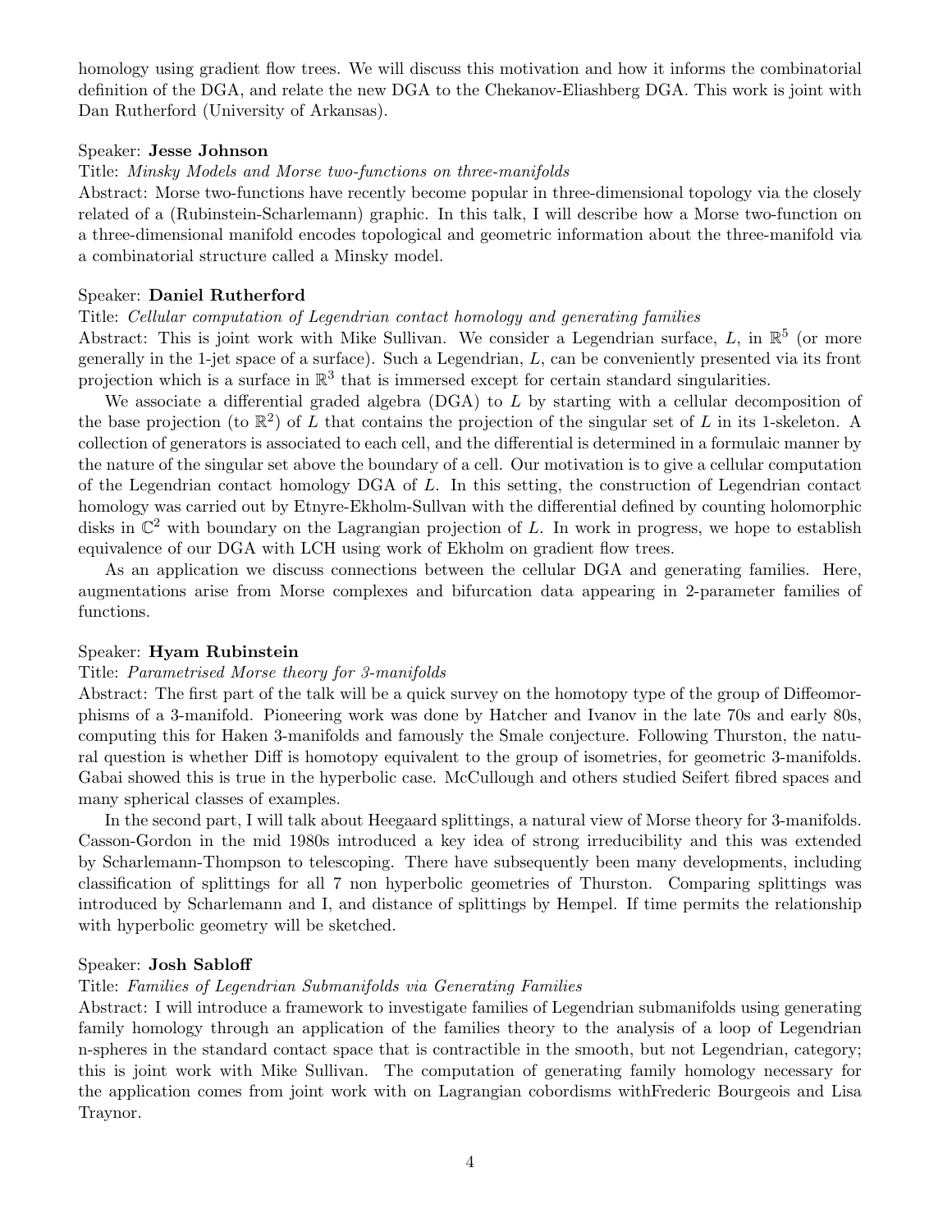homology using gradient flow trees. We will discuss this motivation and how it informs the combinatorial definition of the DGA, and relate the new DGA to the Chekanov-Eliashberg DGA. This work is joint with Dan Rutherford (University of Arkansas).

Speaker: **Jesse Johnson**

Title: *Minsky Models and Morse two-functions on three-manifolds*

Abstract: Morse two-functions have recently become popular in three-dimensional topology via the closely related of a (Rubinstein-Scharlemann) graphic. In this talk, I will describe how a Morse two-function on a three-dimensional manifold encodes topological and geometric information about the three-manifold via a combinatorial structure called a Minsky model.

Speaker: **Daniel Rutherford**

Title: *Cellular computation of Legendrian contact homology and generating families*

Abstract: This is joint work with Mike Sullivan. We consider a Legendrian surface, $L$, in $\mathbb{R}^5$ (or more generally in the 1-jet space of a surface). Such a Legendrian, $L$, can be conveniently presented via its front projection which is a surface in $\mathbb{R}^3$ that is immersed except for certain standard singularities.

We associate a differential graded algebra (DGA) to $L$ by starting with a cellular decomposition of the base projection (to $\mathbb{R}^2$) of $L$ that contains the projection of the singular set of $L$ in its 1-skeleton. A collection of generators is associated to each cell, and the differential is determined in a formulaic manner by the nature of the singular set above the boundary of a cell. Our motivation is to give a cellular computation of the Legendrian contact homology DGA of $L$. In this setting, the construction of Legendrian contact homology was carried out by Etnyre-Ekholm-Sullvan with the differential defined by counting holomorphic disks in $\mathbb{C}^2$ with boundary on the Lagrangian projection of $L$. In work in progress, we hope to establish equivalence of our DGA with LCH using work of Ekholm on gradient flow trees.

As an application we discuss connections between the cellular DGA and generating families. Here, augmentations arise from Morse complexes and bifurcation data appearing in 2-parameter families of functions.

Speaker: **Hyam Rubinstein**

Title: *Parametrised Morse theory for 3-manifolds*

Abstract: The first part of the talk will be a quick survey on the homotopy type of the group of Diffeomorphisms of a 3-manifold. Pioneering work was done by Hatcher and Ivanov in the late 70s and early 80s, computing this for Haken 3-manifolds and famously the Smale conjecture. Following Thurston, the natural question is whether Diff is homotopy equivalent to the group of isometries, for geometric 3-manifolds. Gabai showed this is true in the hyperbolic case. McCullough and others studied Seifert fibred spaces and many spherical classes of examples.

In the second part, I will talk about Heegaard splittings, a natural view of Morse theory for 3-manifolds. Casson-Gordon in the mid 1980s introduced a key idea of strong irreducibility and this was extended by Scharlemann-Thompson to telescoping. There have subsequently been many developments, including classification of splittings for all 7 non hyperbolic geometries of Thurston. Comparing splittings was introduced by Scharlemann and I, and distance of splittings by Hempel. If time permits the relationship with hyperbolic geometry will be sketched.

Speaker: **Josh Sabloff**

Title: *Families of Legendrian Submanifolds via Generating Families*

Abstract: I will introduce a framework to investigate families of Legendrian submanifolds using generating family homology through an application of the families theory to the analysis of a loop of Legendrian n-spheres in the standard contact space that is contractible in the smooth, but not Legendrian, category; this is joint work with Mike Sullivan. The computation of generating family homology necessary for the application comes from joint work with on Lagrangian cobordisms withFrederic Bourgeois and Lisa Traynor.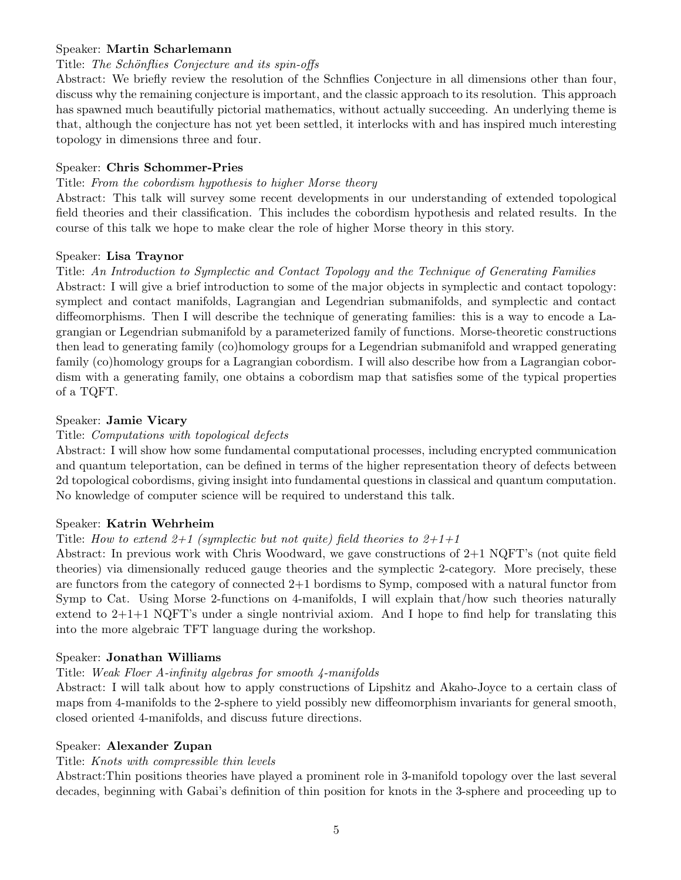Speaker: **Martin Scharlemann**

Title: *The Schönflies Conjecture and its spin-offs*

Abstract: We briefly review the resolution of the Schnflies Conjecture in all dimensions other than four, discuss why the remaining conjecture is important, and the classic approach to its resolution. This approach has spawned much beautifully pictorial mathematics, without actually succeeding. An underlying theme is that, although the conjecture has not yet been settled, it interlocks with and has inspired much interesting topology in dimensions three and four.

Speaker: **Chris Schommer-Pries**

Title: *From the cobordism hypothesis to higher Morse theory*

Abstract: This talk will survey some recent developments in our understanding of extended topological field theories and their classification. This includes the cobordism hypothesis and related results. In the course of this talk we hope to make clear the role of higher Morse theory in this story.

Speaker: **Lisa Traynor**

Title: *An Introduction to Symplectic and Contact Topology and the Technique of Generating Families*

Abstract: I will give a brief introduction to some of the major objects in symplectic and contact topology: symplect and contact manifolds, Lagrangian and Legendrian submanifolds, and symplectic and contact diffeomorphisms. Then I will describe the technique of generating families: this is a way to encode a Lagrangian or Legendrian submanifold by a parameterized family of functions. Morse-theoretic constructions then lead to generating family (co)homology groups for a Legendrian submanifold and wrapped generating family (co)homology groups for a Lagrangian cobordism. I will also describe how from a Lagrangian cobordism with a generating family, one obtains a cobordism map that satisfies some of the typical properties of a TQFT.

Speaker: **Jamie Vicary**

Title: *Computations with topological defects*

Abstract: I will show how some fundamental computational processes, including encrypted communication and quantum teleportation, can be defined in terms of the higher representation theory of defects between 2d topological cobordisms, giving insight into fundamental questions in classical and quantum computation. No knowledge of computer science will be required to understand this talk.

Speaker: **Katrin Wehrheim**

Title: *How to extend 2+1 (symplectic but not quite) field theories to 2+1+1*

Abstract: In previous work with Chris Woodward, we gave constructions of 2+1 NQFT's (not quite field theories) via dimensionally reduced gauge theories and the symplectic 2-category. More precisely, these are functors from the category of connected 2+1 bordisms to Symp, composed with a natural functor from Symp to Cat. Using Morse 2-functions on 4-manifolds, I will explain that/how such theories naturally extend to 2+1+1 NQFT's under a single nontrivial axiom. And I hope to find help for translating this into the more algebraic TFT language during the workshop.

Speaker: **Jonathan Williams**

Title: *Weak Floer A-infinity algebras for smooth 4-manifolds*

Abstract: I will talk about how to apply constructions of Lipshitz and Akaho-Joyce to a certain class of maps from 4-manifolds to the 2-sphere to yield possibly new diffeomorphism invariants for general smooth, closed oriented 4-manifolds, and discuss future directions.

Speaker: **Alexander Zupan**

Title: *Knots with compressible thin levels*

Abstract:Thin positions theories have played a prominent role in 3-manifold topology over the last several decades, beginning with Gabai's definition of thin position for knots in the 3-sphere and proceeding up to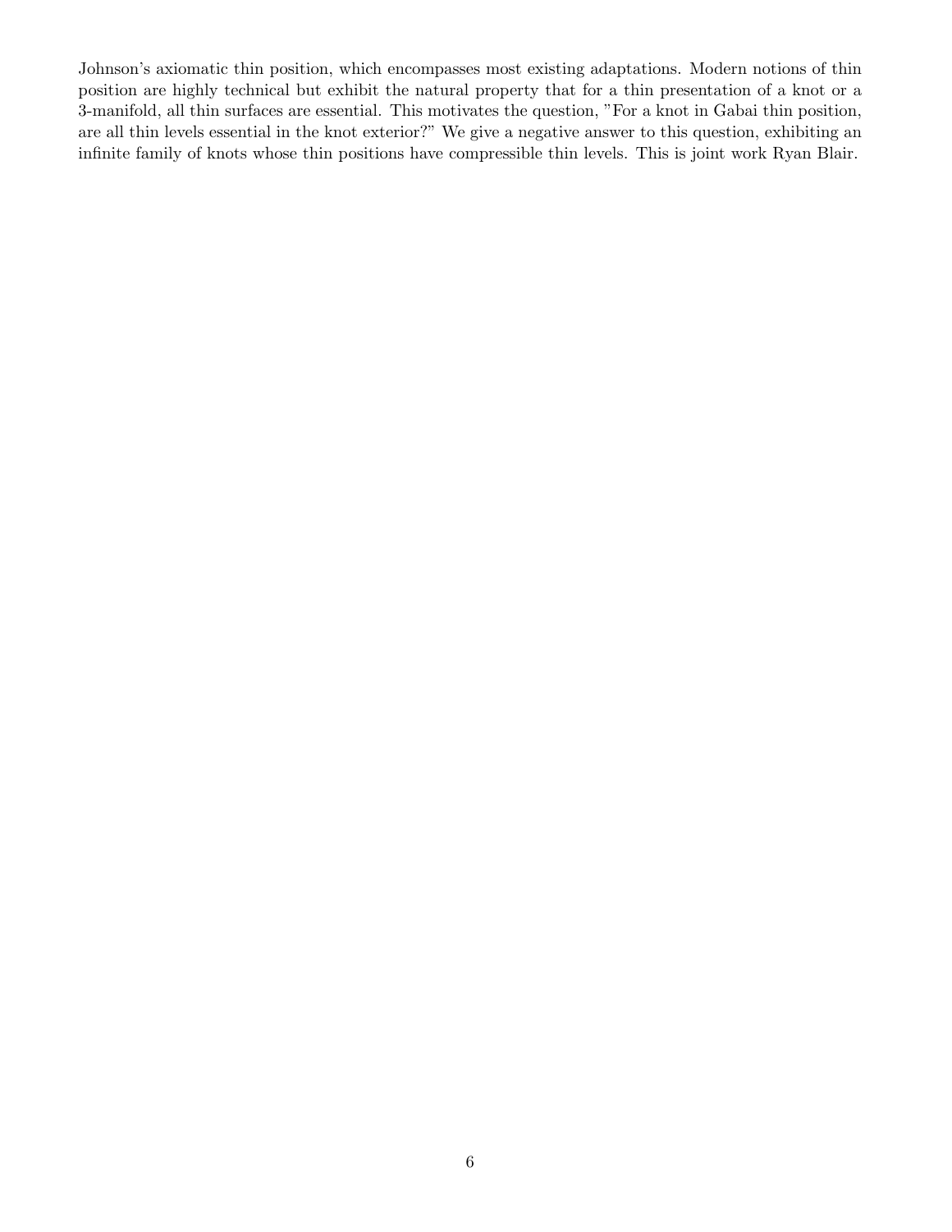Johnson's axiomatic thin position, which encompasses most existing adaptations. Modern notions of thin position are highly technical but exhibit the natural property that for a thin presentation of a knot or a 3-manifold, all thin surfaces are essential. This motivates the question, "For a knot in Gabai thin position, are all thin levels essential in the knot exterior?" We give a negative answer to this question, exhibiting an infinite family of knots whose thin positions have compressible thin levels. This is joint work Ryan Blair.